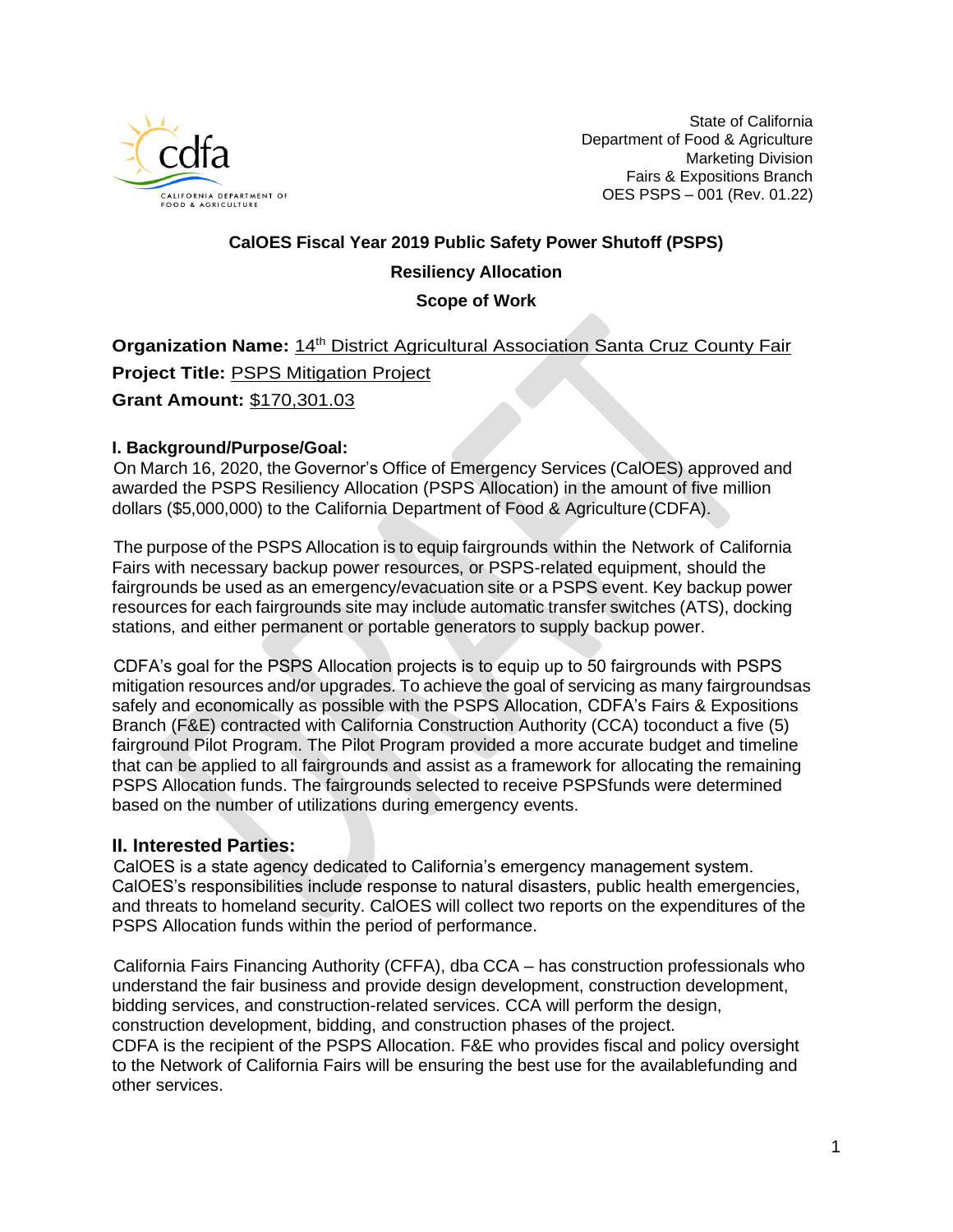State of California
Department of Food & Agriculture
Marketing Division
Fairs & Expositions Branch
OES PSPS – 001 (Rev. 01.22)

**CalOES Fiscal Year 2019 Public Safety Power Shutoff (PSPS)**

**Resiliency Allocation**

**Scope of Work**

**Organization Name:** 14th District Agricultural Association Santa Cruz County Fair
**Project Title:** PSPS Mitigation Project
**Grant Amount:** $170,301.03

### I. Background/Purpose/Goal:

On March 16, 2020, the Governor's Office of Emergency Services (CalOES) approved and awarded the PSPS Resiliency Allocation (PSPS Allocation) in the amount of five million dollars ($5,000,000) to the California Department of Food & Agriculture (CDFA).

The purpose of the PSPS Allocation is to equip fairgrounds within the Network of California Fairs with necessary backup power resources, or PSPS-related equipment, should the fairgrounds be used as an emergency/evacuation site or a PSPS event. Key backup power resources for each fairgrounds site may include automatic transfer switches (ATS), docking stations, and either permanent or portable generators to supply backup power.

CDFA's goal for the PSPS Allocation projects is to equip up to 50 fairgrounds with PSPS mitigation resources and/or upgrades. To achieve the goal of servicing as many fairgroundsas safely and economically as possible with the PSPS Allocation, CDFA's Fairs & Expositions Branch (F&E) contracted with California Construction Authority (CCA) toconduct a five (5) fairground Pilot Program. The Pilot Program provided a more accurate budget and timeline that can be applied to all fairgrounds and assist as a framework for allocating the remaining PSPS Allocation funds. The fairgrounds selected to receive PSPSfunds were determined based on the number of utilizations during emergency events.

### II. Interested Parties:

CalOES is a state agency dedicated to California's emergency management system. CalOES's responsibilities include response to natural disasters, public health emergencies, and threats to homeland security. CalOES will collect two reports on the expenditures of the PSPS Allocation funds within the period of performance.

California Fairs Financing Authority (CFFA), dba CCA – has construction professionals who understand the fair business and provide design development, construction development, bidding services, and construction-related services. CCA will perform the design, construction development, bidding, and construction phases of the project.
CDFA is the recipient of the PSPS Allocation. F&E who provides fiscal and policy oversight to the Network of California Fairs will be ensuring the best use for the availablefunding and other services.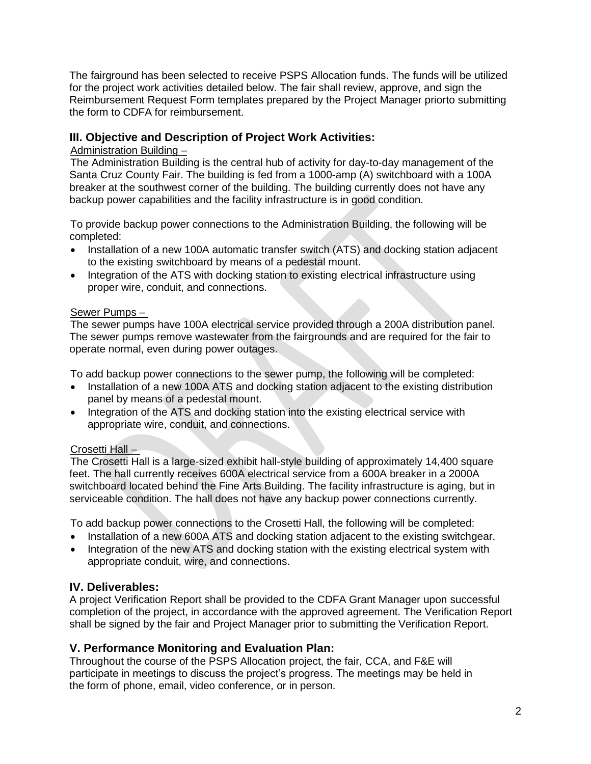The fairground has been selected to receive PSPS Allocation funds. The funds will be utilized for the project work activities detailed below. The fair shall review, approve, and sign the Reimbursement Request Form templates prepared by the Project Manager priorto submitting the form to CDFA for reimbursement.

## III. Objective and Description of Project Work Activities:

Administration Building –

The Administration Building is the central hub of activity for day-to-day management of the Santa Cruz County Fair. The building is fed from a 1000-amp (A) switchboard with a 100A breaker at the southwest corner of the building. The building currently does not have any backup power capabilities and the facility infrastructure is in good condition.

To provide backup power connections to the Administration Building, the following will be completed:

- Installation of a new 100A automatic transfer switch (ATS) and docking station adjacent to the existing switchboard by means of a pedestal mount.
- Integration of the ATS with docking station to existing electrical infrastructure using proper wire, conduit, and connections.

Sewer Pumps –

The sewer pumps have 100A electrical service provided through a 200A distribution panel. The sewer pumps remove wastewater from the fairgrounds and are required for the fair to operate normal, even during power outages.

To add backup power connections to the sewer pump, the following will be completed:

- Installation of a new 100A ATS and docking station adjacent to the existing distribution panel by means of a pedestal mount.
- Integration of the ATS and docking station into the existing electrical service with appropriate wire, conduit, and connections.

Crosetti Hall –

The Crosetti Hall is a large-sized exhibit hall-style building of approximately 14,400 square feet. The hall currently receives 600A electrical service from a 600A breaker in a 2000A switchboard located behind the Fine Arts Building. The facility infrastructure is aging, but in serviceable condition. The hall does not have any backup power connections currently.

To add backup power connections to the Crosetti Hall, the following will be completed:

- Installation of a new 600A ATS and docking station adjacent to the existing switchgear.
- Integration of the new ATS and docking station with the existing electrical system with appropriate conduit, wire, and connections.

## IV. Deliverables:

A project Verification Report shall be provided to the CDFA Grant Manager upon successful completion of the project, in accordance with the approved agreement. The Verification Report shall be signed by the fair and Project Manager prior to submitting the Verification Report.

## V. Performance Monitoring and Evaluation Plan:

Throughout the course of the PSPS Allocation project, the fair, CCA, and F&E will participate in meetings to discuss the project's progress. The meetings may be held in the form of phone, email, video conference, or in person.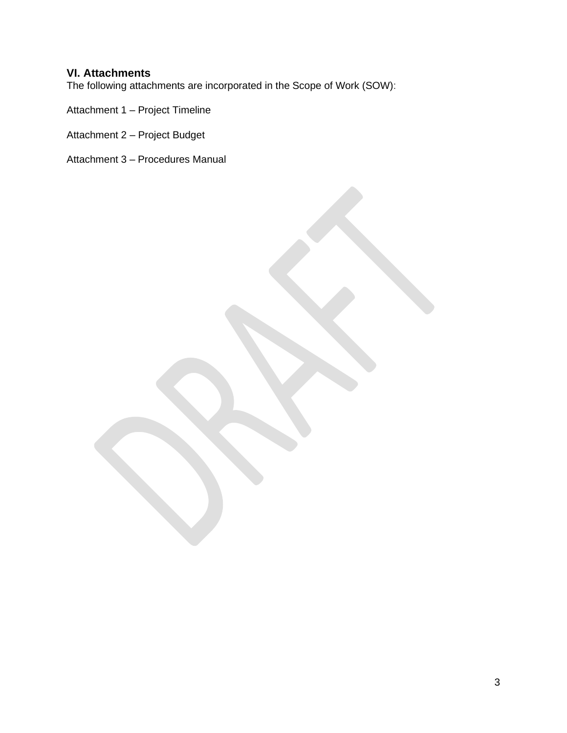### VI. Attachments

The following attachments are incorporated in the Scope of Work (SOW):

Attachment 1 – Project Timeline

Attachment 2 – Project Budget

Attachment 3 – Procedures Manual